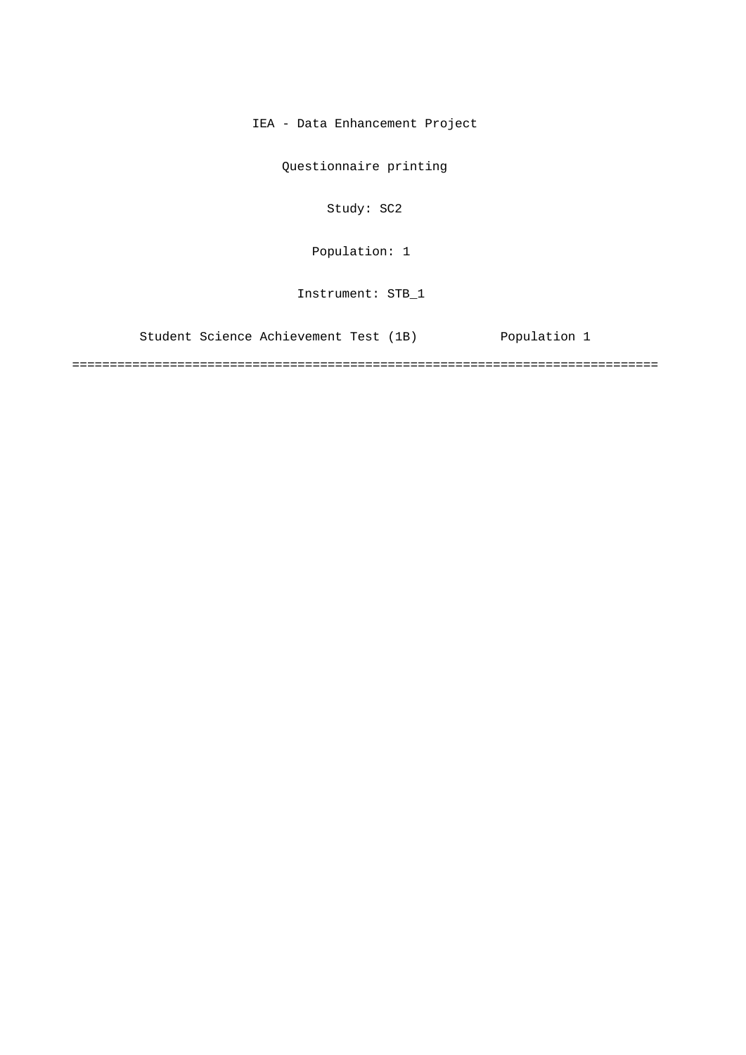IEA - Data Enhancement Project

Questionnaire printing

Study: SC2

Population: 1

Instrument: STB_1

Student Science Achievement Test (1B) Population 1

==============================================================================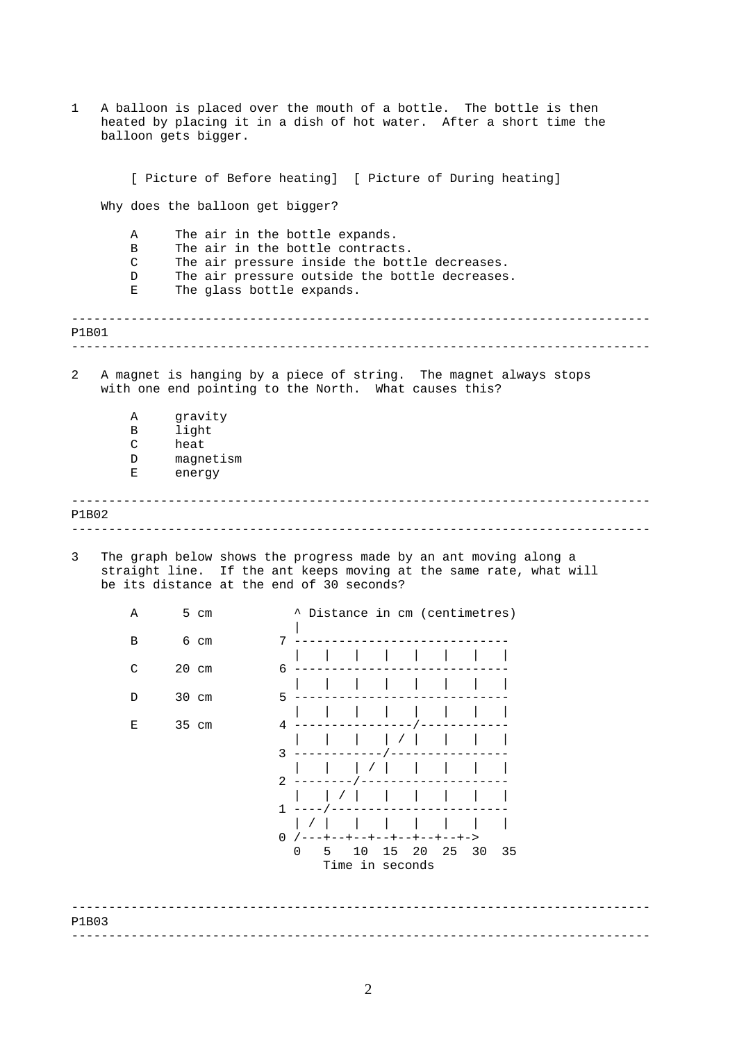1 A balloon is placed over the mouth of a bottle. The bottle is then heated by placing it in a dish of hot water. After a short time the balloon gets bigger.

[ Picture of Before heating] [ Picture of During heating]

Why does the balloon get bigger?

- A The air in the bottle expands.
- B The air in the bottle contracts.
- C The air pressure inside the bottle decreases.
- D The air pressure outside the bottle decreases.
- E The glass bottle expands.

---

P1B01

---

2 A magnet is hanging by a piece of string. The magnet always stops with one end pointing to the North. What causes this?

- A gravity
- B light
- C heat
- D magnetism
- E energy

---

P1B02

---

3 The graph below shows the progress made by an ant moving along a straight line. If the ant keeps moving at the same rate, what will be its distance at the end of 30 seconds?

- A 5 cm
- B 6 cm
- C 20 cm
- D 30 cm
- E 35 cm

```
    ^ Distance in cm (centimetres)
    |
  7 -----------------------------
    |   |   |   |   |   |   |   |
  6 -----------------------------
    |   |   |   |   |   |   |   |
  5 -----------------------------
    |   |   |   |   |   |   |   |
  4 ----------------/------------
    |   |   |   | / |   |   |   |
  3 ------------/----------------
    |   |   | / |   |   |   |   |
  2 --------/--------------------
    |   | / |   |   |   |   |   |
  1 ----/------------------------
    | / |   |   |   |   |   |   |
  0 /---+--+--+--+--+--+--+-->
    0   5   10  15  20  25  30  35
        Time in seconds
```

---

P1B03

---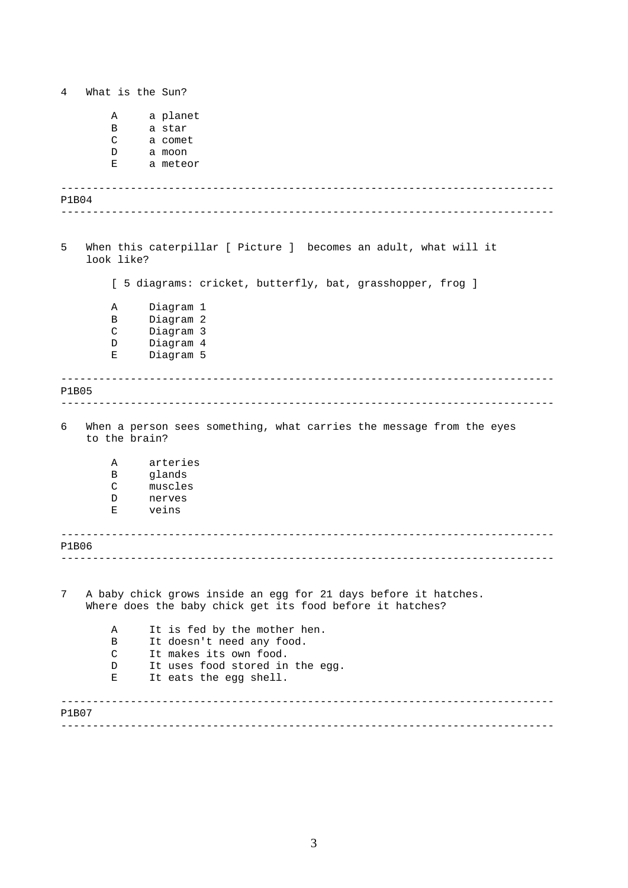4 What is the Sun?

- A a planet
- B a star
- C a comet
- D a moon
- E a meteor

---

P1B04

---

5 When this caterpillar [ Picture ] becomes an adult, what will it look like?

[ 5 diagrams: cricket, butterfly, bat, grasshopper, frog ]

- A Diagram 1
- B Diagram 2
- C Diagram 3
- D Diagram 4
- E Diagram 5

---

P1B05

---

6 When a person sees something, what carries the message from the eyes to the brain?

- A arteries
- B glands
- C muscles
- D nerves
- E veins

---

P1B06

---

7 A baby chick grows inside an egg for 21 days before it hatches. Where does the baby chick get its food before it hatches?

- A It is fed by the mother hen.
- B It doesn't need any food.
- C It makes its own food.
- D It uses food stored in the egg.
- E It eats the egg shell.

---

P1B07

---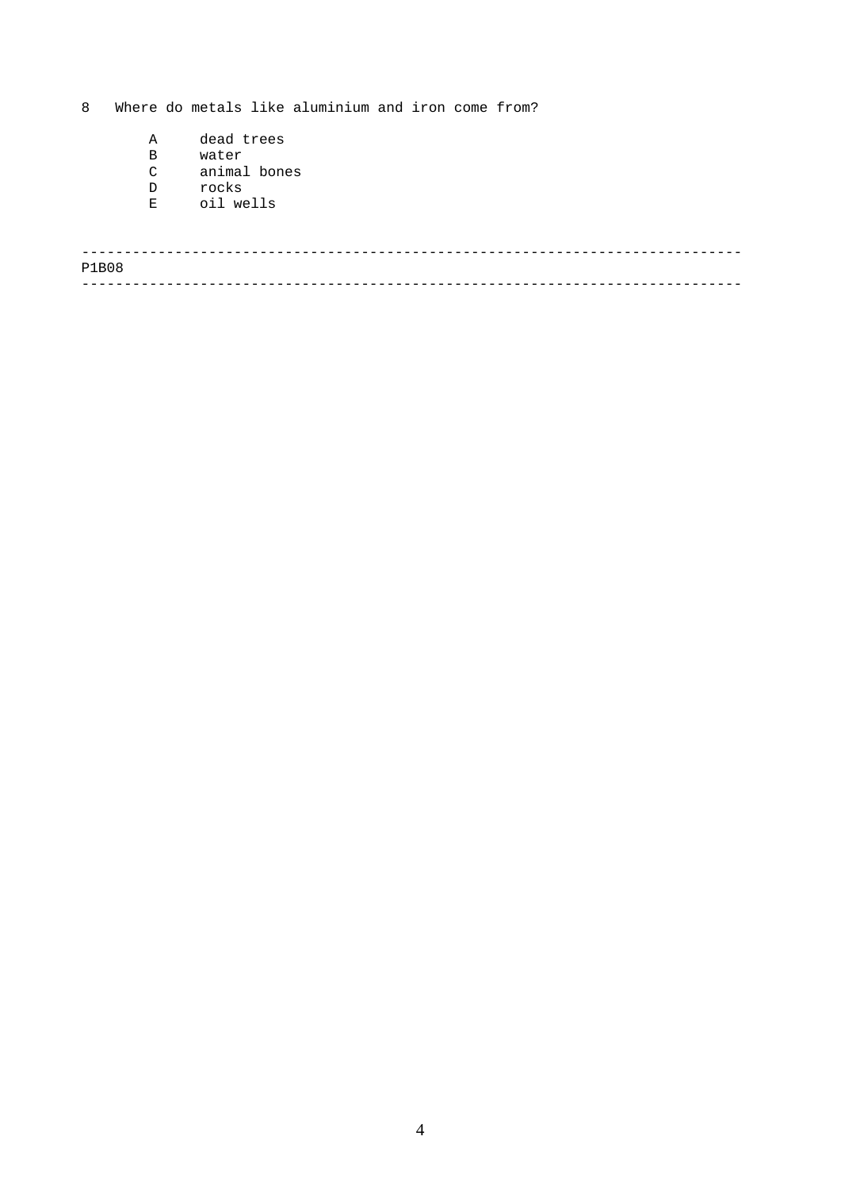8 Where do metals like aluminium and iron come from?

A dead trees
B water
C animal bones
D rocks
E oil wells

---

P1B08

---